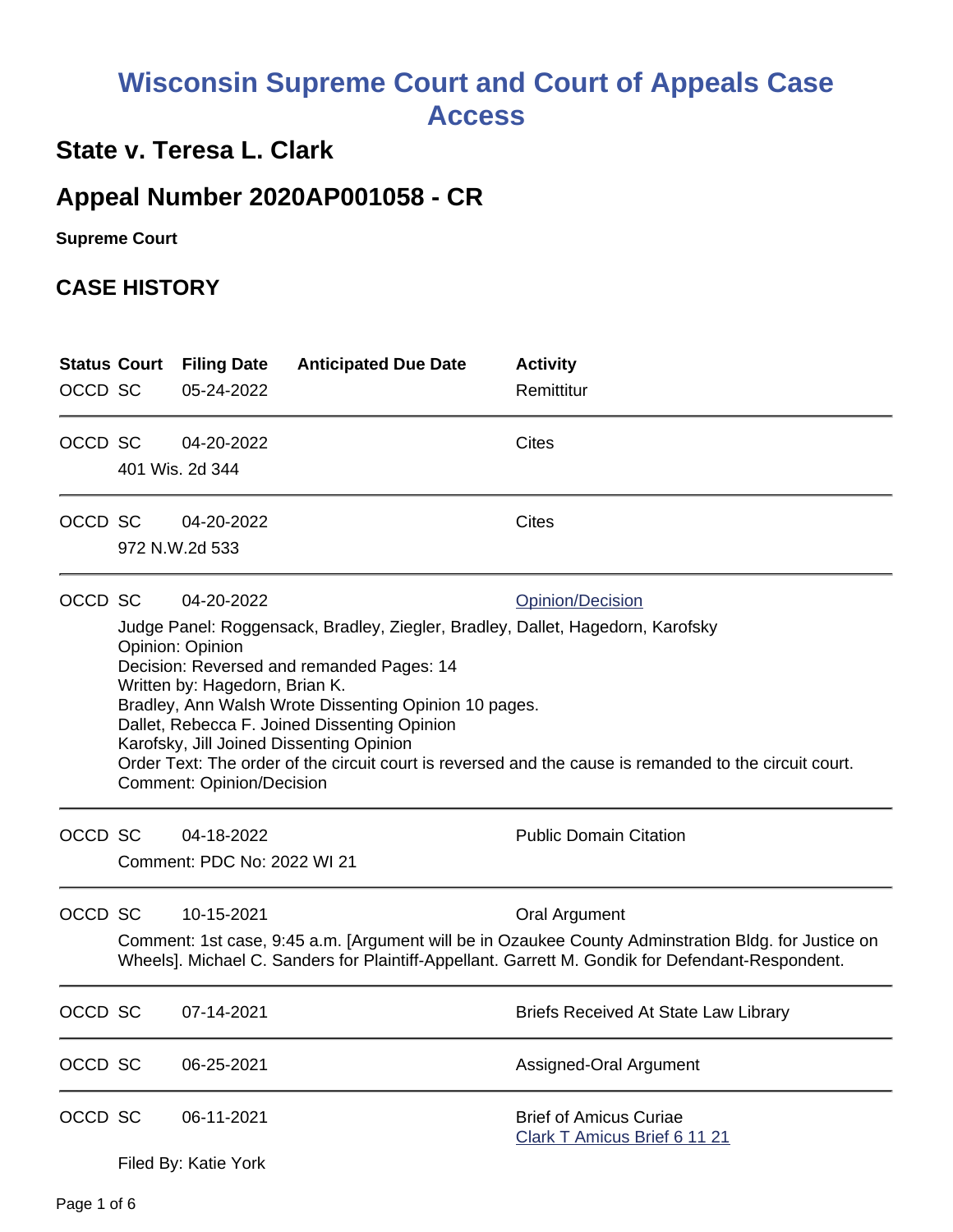# Wisconsin Supreme Court and Court of Appeals Case Access

## State v. Teresa L. Clark

## Appeal Number 2020AP001058 - CR

**Supreme Court**

## CASE HISTORY

| Status | Court | Filing Date | Anticipated Due Date | Activity |
|---|---|---|---|---|
| OCCD | SC | 05-24-2022 | | Remittitur |
| OCCD | SC | 04-20-2022 | | Cites |
| | 401 Wis. 2d 344 | | | |
| OCCD | SC | 04-20-2022 | | Cites |
| | 972 N.W.2d 533 | | | |
| OCCD | SC | 04-20-2022 | | Opinion/Decision |
| | Judge Panel: Roggensack, Bradley, Ziegler, Bradley, Dallet, Hagedorn, Karofsky<br>Opinion: Opinion<br>Decision: Reversed and remanded Pages: 14<br>Written by: Hagedorn, Brian K.<br>Bradley, Ann Walsh Wrote Dissenting Opinion 10 pages.<br>Dallet, Rebecca F. Joined Dissenting Opinion<br>Karofsky, Jill Joined Dissenting Opinion<br>Order Text: The order of the circuit court is reversed and the cause is remanded to the circuit court.<br>Comment: Opinion/Decision | | | |
| OCCD | SC | 04-18-2022 | | Public Domain Citation |
| | Comment: PDC No: 2022 WI 21 | | | |
| OCCD | SC | 10-15-2021 | | Oral Argument |
| | Comment: 1st case, 9:45 a.m. [Argument will be in Ozaukee County Adminstration Bldg. for Justice on Wheels]. Michael C. Sanders for Plaintiff-Appellant. Garrett M. Gondik for Defendant-Respondent. | | | |
| OCCD | SC | 07-14-2021 | | Briefs Received At State Law Library |
| OCCD | SC | 06-25-2021 | | Assigned-Oral Argument |
| OCCD | SC | 06-11-2021 | | Brief of Amicus Curiae<br>Clark T Amicus Brief 6 11 21 |
| | Filed By: Katie York | | | |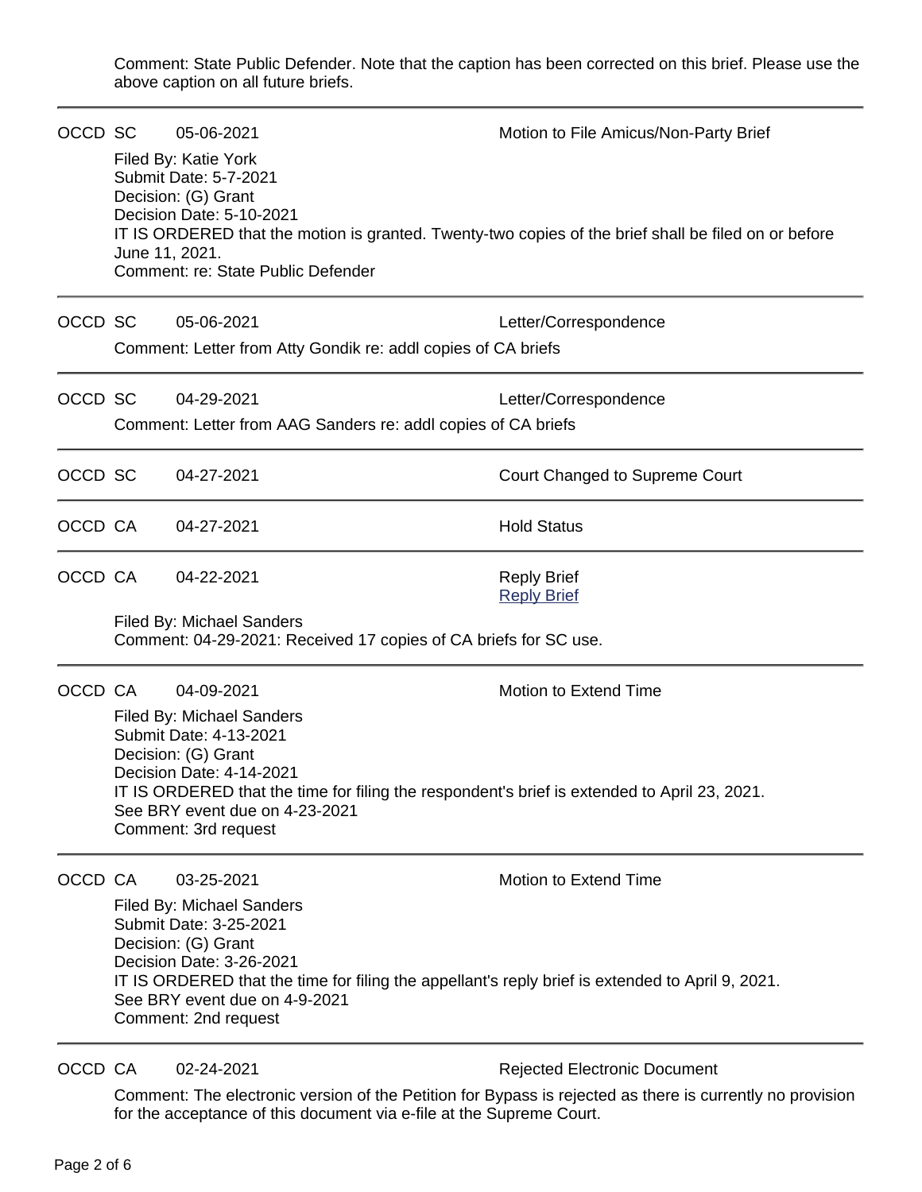Comment: State Public Defender. Note that the caption has been corrected on this brief. Please use the above caption on all future briefs.

---

OCCD SC 05-06-2021 Motion to File Amicus/Non-Party Brief

Filed By: Katie York
Submit Date: 5-7-2021
Decision: (G) Grant
Decision Date: 5-10-2021
IT IS ORDERED that the motion is granted. Twenty-two copies of the brief shall be filed on or before June 11, 2021.
Comment: re: State Public Defender

---

OCCD SC 05-06-2021 Letter/Correspondence

Comment: Letter from Atty Gondik re: addl copies of CA briefs

---

OCCD SC 04-29-2021 Letter/Correspondence

Comment: Letter from AAG Sanders re: addl copies of CA briefs

---

OCCD SC 04-27-2021 Court Changed to Supreme Court

---

OCCD CA 04-27-2021 Hold Status

---

OCCD CA 04-22-2021 Reply Brief
[Reply Brief]

Filed By: Michael Sanders
Comment: 04-29-2021: Received 17 copies of CA briefs for SC use.

---

OCCD CA 04-09-2021 Motion to Extend Time

Filed By: Michael Sanders
Submit Date: 4-13-2021
Decision: (G) Grant
Decision Date: 4-14-2021
IT IS ORDERED that the time for filing the respondent's brief is extended to April 23, 2021.
See BRY event due on 4-23-2021
Comment: 3rd request

---

OCCD CA 03-25-2021 Motion to Extend Time

Filed By: Michael Sanders
Submit Date: 3-25-2021
Decision: (G) Grant
Decision Date: 3-26-2021
IT IS ORDERED that the time for filing the appellant's reply brief is extended to April 9, 2021.
See BRY event due on 4-9-2021
Comment: 2nd request

---

OCCD CA 02-24-2021 Rejected Electronic Document

Comment: The electronic version of the Petition for Bypass is rejected as there is currently no provision for the acceptance of this document via e-file at the Supreme Court.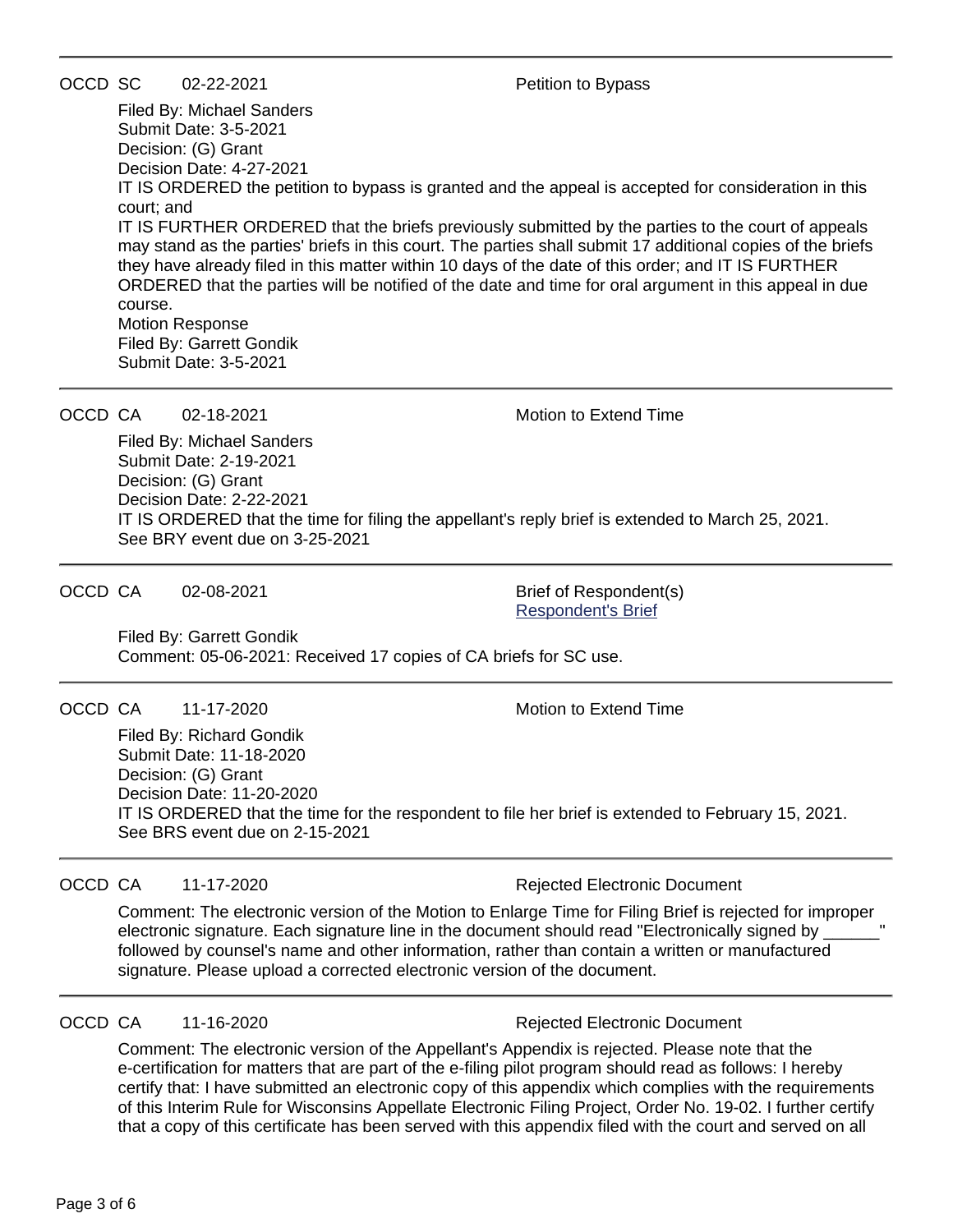---

OCCD SC 02-22-2021 Petition to Bypass

Filed By: Michael Sanders
Submit Date: 3-5-2021
Decision: (G) Grant
Decision Date: 4-27-2021
IT IS ORDERED the petition to bypass is granted and the appeal is accepted for consideration in this court; and
IT IS FURTHER ORDERED that the briefs previously submitted by the parties to the court of appeals may stand as the parties' briefs in this court. The parties shall submit 17 additional copies of the briefs they have already filed in this matter within 10 days of the date of this order; and IT IS FURTHER ORDERED that the parties will be notified of the date and time for oral argument in this appeal in due course.
Motion Response
Filed By: Garrett Gondik
Submit Date: 3-5-2021

---

OCCD CA 02-18-2021 Motion to Extend Time

Filed By: Michael Sanders
Submit Date: 2-19-2021
Decision: (G) Grant
Decision Date: 2-22-2021
IT IS ORDERED that the time for filing the appellant's reply brief is extended to March 25, 2021.
See BRY event due on 3-25-2021

---

OCCD CA 02-08-2021 Brief of Respondent(s)
Respondent's Brief

Filed By: Garrett Gondik
Comment: 05-06-2021: Received 17 copies of CA briefs for SC use.

---

OCCD CA 11-17-2020 Motion to Extend Time

Filed By: Richard Gondik
Submit Date: 11-18-2020
Decision: (G) Grant
Decision Date: 11-20-2020
IT IS ORDERED that the time for the respondent to file her brief is extended to February 15, 2021.
See BRS event due on 2-15-2021

---

OCCD CA 11-17-2020 Rejected Electronic Document

Comment: The electronic version of the Motion to Enlarge Time for Filing Brief is rejected for improper electronic signature. Each signature line in the document should read "Electronically signed by ______" followed by counsel's name and other information, rather than contain a written or manufactured signature. Please upload a corrected electronic version of the document.

---

OCCD CA 11-16-2020 Rejected Electronic Document

Comment: The electronic version of the Appellant's Appendix is rejected. Please note that the e-certification for matters that are part of the e-filing pilot program should read as follows: I hereby certify that: I have submitted an electronic copy of this appendix which complies with the requirements of this Interim Rule for Wisconsins Appellate Electronic Filing Project, Order No. 19-02. I further certify that a copy of this certificate has been served with this appendix filed with the court and served on all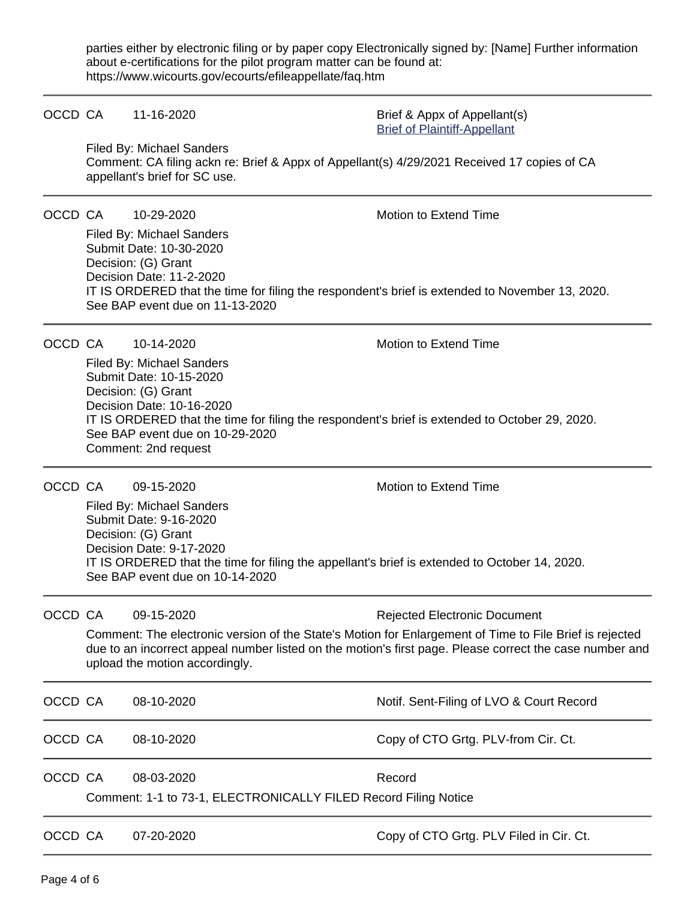parties either by electronic filing or by paper copy Electronically signed by: [Name] Further information about e-certifications for the pilot program matter can be found at: https://www.wicourts.gov/ecourts/efileappellate/faq.htm

---

OCCD CA 11-16-2020 Brief & Appx of Appellant(s)
[Brief of Plaintiff-Appellant]

Filed By: Michael Sanders
Comment: CA filing ackn re: Brief & Appx of Appellant(s) 4/29/2021 Received 17 copies of CA appellant's brief for SC use.

---

OCCD CA 10-29-2020 Motion to Extend Time

Filed By: Michael Sanders
Submit Date: 10-30-2020
Decision: (G) Grant
Decision Date: 11-2-2020
IT IS ORDERED that the time for filing the respondent's brief is extended to November 13, 2020.
See BAP event due on 11-13-2020

---

OCCD CA 10-14-2020 Motion to Extend Time

Filed By: Michael Sanders
Submit Date: 10-15-2020
Decision: (G) Grant
Decision Date: 10-16-2020
IT IS ORDERED that the time for filing the respondent's brief is extended to October 29, 2020.
See BAP event due on 10-29-2020
Comment: 2nd request

---

OCCD CA 09-15-2020 Motion to Extend Time

Filed By: Michael Sanders
Submit Date: 9-16-2020
Decision: (G) Grant
Decision Date: 9-17-2020
IT IS ORDERED that the time for filing the appellant's brief is extended to October 14, 2020.
See BAP event due on 10-14-2020

---

OCCD CA 09-15-2020 Rejected Electronic Document

Comment: The electronic version of the State's Motion for Enlargement of Time to File Brief is rejected due to an incorrect appeal number listed on the motion's first page. Please correct the case number and upload the motion accordingly.

---

OCCD CA 08-10-2020 Notif. Sent-Filing of LVO & Court Record

---

OCCD CA 08-10-2020 Copy of CTO Grtg. PLV-from Cir. Ct.

---

OCCD CA 08-03-2020 Record

Comment: 1-1 to 73-1, ELECTRONICALLY FILED Record Filing Notice

---

OCCD CA 07-20-2020 Copy of CTO Grtg. PLV Filed in Cir. Ct.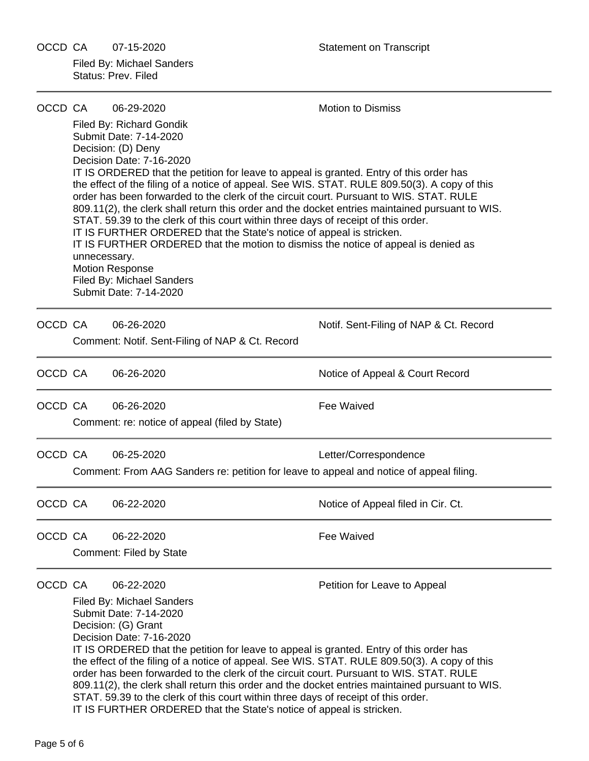OCCD CA 07-15-2020 Statement on Transcript

Filed By: Michael Sanders
Status: Prev. Filed

---

OCCD CA 06-29-2020 Motion to Dismiss

Filed By: Richard Gondik
Submit Date: 7-14-2020
Decision: (D) Deny
Decision Date: 7-16-2020
IT IS ORDERED that the petition for leave to appeal is granted. Entry of this order has the effect of the filing of a notice of appeal. See WIS. STAT. RULE 809.50(3). A copy of this order has been forwarded to the clerk of the circuit court. Pursuant to WIS. STAT. RULE 809.11(2), the clerk shall return this order and the docket entries maintained pursuant to WIS. STAT. 59.39 to the clerk of this court within three days of receipt of this order.
IT IS FURTHER ORDERED that the State's notice of appeal is stricken.
IT IS FURTHER ORDERED that the motion to dismiss the notice of appeal is denied as unnecessary.
Motion Response
Filed By: Michael Sanders
Submit Date: 7-14-2020

---

OCCD CA 06-26-2020 Notif. Sent-Filing of NAP & Ct. Record

Comment: Notif. Sent-Filing of NAP & Ct. Record

---

OCCD CA 06-26-2020 Notice of Appeal & Court Record

---

OCCD CA 06-26-2020 Fee Waived

Comment: re: notice of appeal (filed by State)

---

OCCD CA 06-25-2020 Letter/Correspondence

Comment: From AAG Sanders re: petition for leave to appeal and notice of appeal filing.

---

OCCD CA 06-22-2020 Notice of Appeal filed in Cir. Ct.

---

OCCD CA 06-22-2020 Fee Waived

Comment: Filed by State

---

OCCD CA 06-22-2020 Petition for Leave to Appeal

Filed By: Michael Sanders
Submit Date: 7-14-2020
Decision: (G) Grant
Decision Date: 7-16-2020
IT IS ORDERED that the petition for leave to appeal is granted. Entry of this order has the effect of the filing of a notice of appeal. See WIS. STAT. RULE 809.50(3). A copy of this order has been forwarded to the clerk of the circuit court. Pursuant to WIS. STAT. RULE 809.11(2), the clerk shall return this order and the docket entries maintained pursuant to WIS. STAT. 59.39 to the clerk of this court within three days of receipt of this order.
IT IS FURTHER ORDERED that the State's notice of appeal is stricken.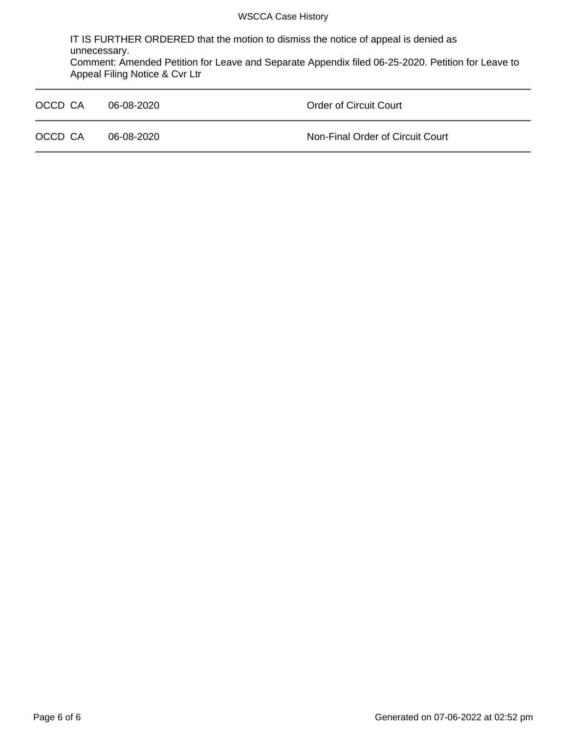IT IS FURTHER ORDERED that the motion to dismiss the notice of appeal is denied as unnecessary.
Comment: Amended Petition for Leave and Separate Appendix filed 06-25-2020. Petition for Leave to Appeal Filing Notice & Cvr Ltr

| | | | |
|---|---|---|---|
| OCCD | CA | 06-08-2020 | Order of Circuit Court |
| OCCD | CA | 06-08-2020 | Non-Final Order of Circuit Court |